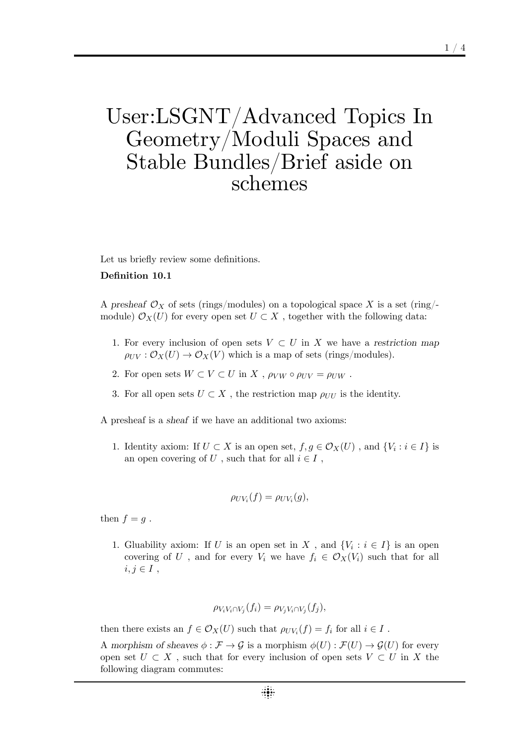# User:LSGNT/Advanced Topics In Geometry/Moduli Spaces and Stable Bundles/Brief aside on schemes

Let us briefly review some definitions.

**Definition 10.1**

A *presheaf* $\mathcal{O}_X$ of sets (rings/modules) on a topological space $X$ is a set (ring/-module) $\mathcal{O}_X(U)$ for every open set $U \subset X$ , together with the following data:

1. For every inclusion of open sets $V \subset U$ in $X$ we have a *restriction map* $\rho_{UV} : \mathcal{O}_X(U) \to \mathcal{O}_X(V)$ which is a map of sets (rings/modules).
2. For open sets $W \subset V \subset U$ in $X$ , $\rho_{VW} \circ \rho_{UV} = \rho_{UW}$ .
3. For all open sets $U \subset X$ , the restriction map $\rho_{UU}$ is the identity.

A presheaf is a *sheaf* if we have an additional two axioms:

1. Identity axiom: If $U \subset X$ is an open set, $f, g \in \mathcal{O}_X(U)$ , and $\{V_i : i \in I\}$ is an open covering of $U$ , such that for all $i \in I$ ,

$$\rho_{UV_i}(f) = \rho_{UV_i}(g),$$

then $f = g$ .

1. Gluability axiom: If $U$ is an open set in $X$ , and $\{V_i : i \in I\}$ is an open covering of $U$ , and for every $V_i$ we have $f_i \in \mathcal{O}_X(V_i)$ such that for all $i, j \in I$ ,

$$\rho_{V_i V_i \cap V_j}(f_i) = \rho_{V_j V_i \cap V_j}(f_j),$$

then there exists an $f \in \mathcal{O}_X(U)$ such that $\rho_{UV_i}(f) = f_i$ for all $i \in I$ .

A *morphism of sheaves* $\phi : \mathcal{F} \to \mathcal{G}$ is a morphism $\phi(U) : \mathcal{F}(U) \to \mathcal{G}(U)$ for every open set $U \subset X$ , such that for every inclusion of open sets $V \subset U$ in $X$ the following diagram commutes: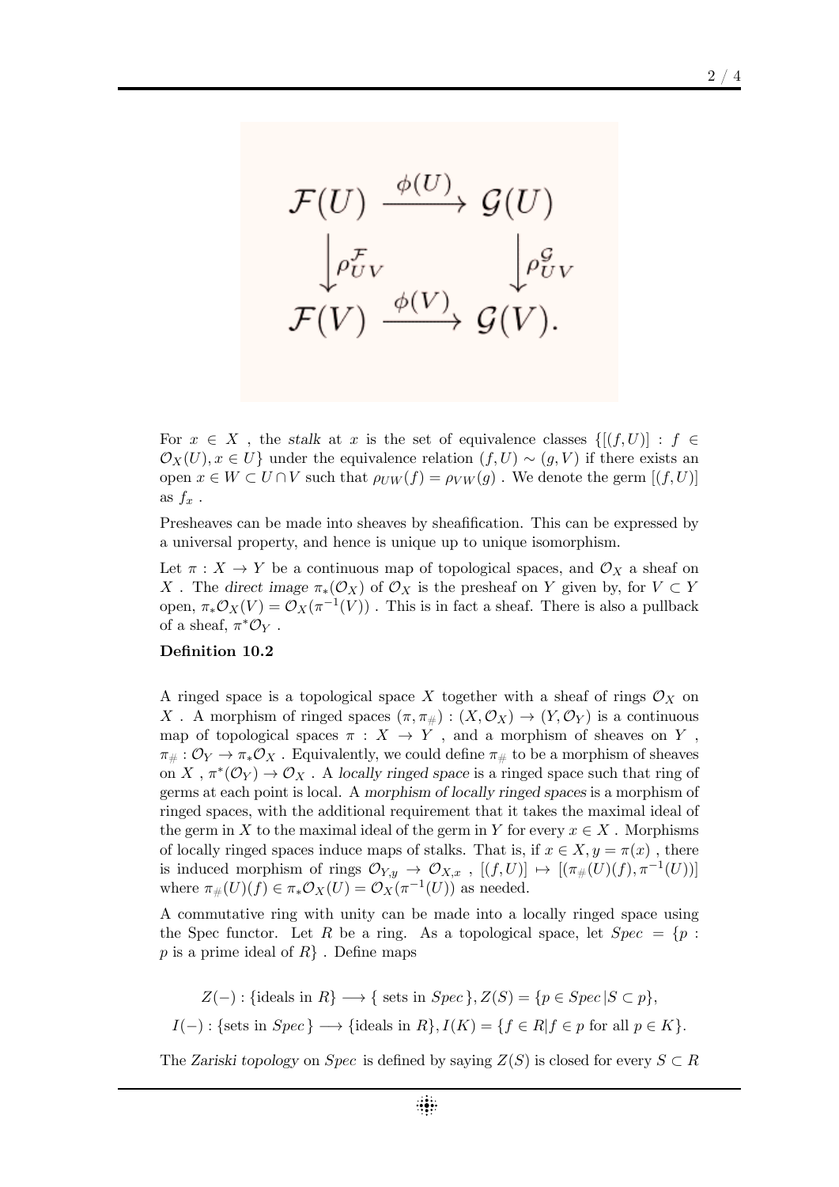$$
\begin{array}{ccc}
\mathcal{F}(U) & \xrightarrow{\phi(U)} & \mathcal{G}(U) \\
\Big\downarrow \rho^{\mathcal{F}}_{UV} & & \Big\downarrow \rho^{\mathcal{G}}_{UV} \\
\mathcal{F}(V) & \xrightarrow{\phi(V)} & \mathcal{G}(V).
\end{array}
$$

For $x \in X$ , the *stalk* at $x$ is the set of equivalence classes $\{[(f,U)] : f \in \mathcal{O}_X(U), x \in U\}$ under the equivalence relation $(f,U) \sim (g,V)$ if there exists an open $x \in W \subset U \cap V$ such that $\rho_{UW}(f) = \rho_{VW}(g)$ . We denote the germ $[(f,U)]$ as $f_x$ .

Presheaves can be made into sheaves by sheafification. This can be expressed by a universal property, and hence is unique up to unique isomorphism.

Let $\pi : X \to Y$ be a continuous map of topological spaces, and $\mathcal{O}_X$ a sheaf on $X$ . The *direct image* $\pi_*(\mathcal{O}_X)$ of $\mathcal{O}_X$ is the presheaf on $Y$ given by, for $V \subset Y$ open, $\pi_*\mathcal{O}_X(V) = \mathcal{O}_X(\pi^{-1}(V))$ . This is in fact a sheaf. There is also a pullback of a sheaf, $\pi^*\mathcal{O}_Y$ .

**Definition 10.2**

A ringed space is a topological space $X$ together with a sheaf of rings $\mathcal{O}_X$ on $X$ . A morphism of ringed spaces $(\pi, \pi_\#) : (X, \mathcal{O}_X) \to (Y, \mathcal{O}_Y)$ is a continuous map of topological spaces $\pi : X \to Y$ , and a morphism of sheaves on $Y$ , $\pi_\# : \mathcal{O}_Y \to \pi_*\mathcal{O}_X$ . Equivalently, we could define $\pi_\#$ to be a morphism of sheaves on $X$ , $\pi^*(\mathcal{O}_Y) \to \mathcal{O}_X$ . A *locally ringed space* is a ringed space such that ring of germs at each point is local. A *morphism of locally ringed spaces* is a morphism of ringed spaces, with the additional requirement that it takes the maximal ideal of the germ in $X$ to the maximal ideal of the germ in $Y$ for every $x \in X$ . Morphisms of locally ringed spaces induce maps of stalks. That is, if $x \in X, y = \pi(x)$ , there is induced morphism of rings $\mathcal{O}_{Y,y} \to \mathcal{O}_{X,x}$ , $[(f,U)] \mapsto [(\pi_\#(U)(f), \pi^{-1}(U))]$ where $\pi_\#(U)(f) \in \pi_*\mathcal{O}_X(U) = \mathcal{O}_X(\pi^{-1}(U))$ as needed.

A commutative ring with unity can be made into a locally ringed space using the Spec functor. Let $R$ be a ring. As a topological space, let $Spec = \{p : p \text{ is a prime ideal of } R\}$ . Define maps

$$Z(-) : \{\text{ideals in } R\} \longrightarrow \{\text{ sets in } Spec\}, Z(S) = \{p \in Spec \,|\, S \subset p\},$$

$$I(-) : \{\text{sets in } Spec\} \longrightarrow \{\text{ideals in } R\}, I(K) = \{f \in R | f \in p \text{ for all } p \in K\}.$$

The *Zariski topology* on $Spec$ is defined by saying $Z(S)$ is closed for every $S \subset R$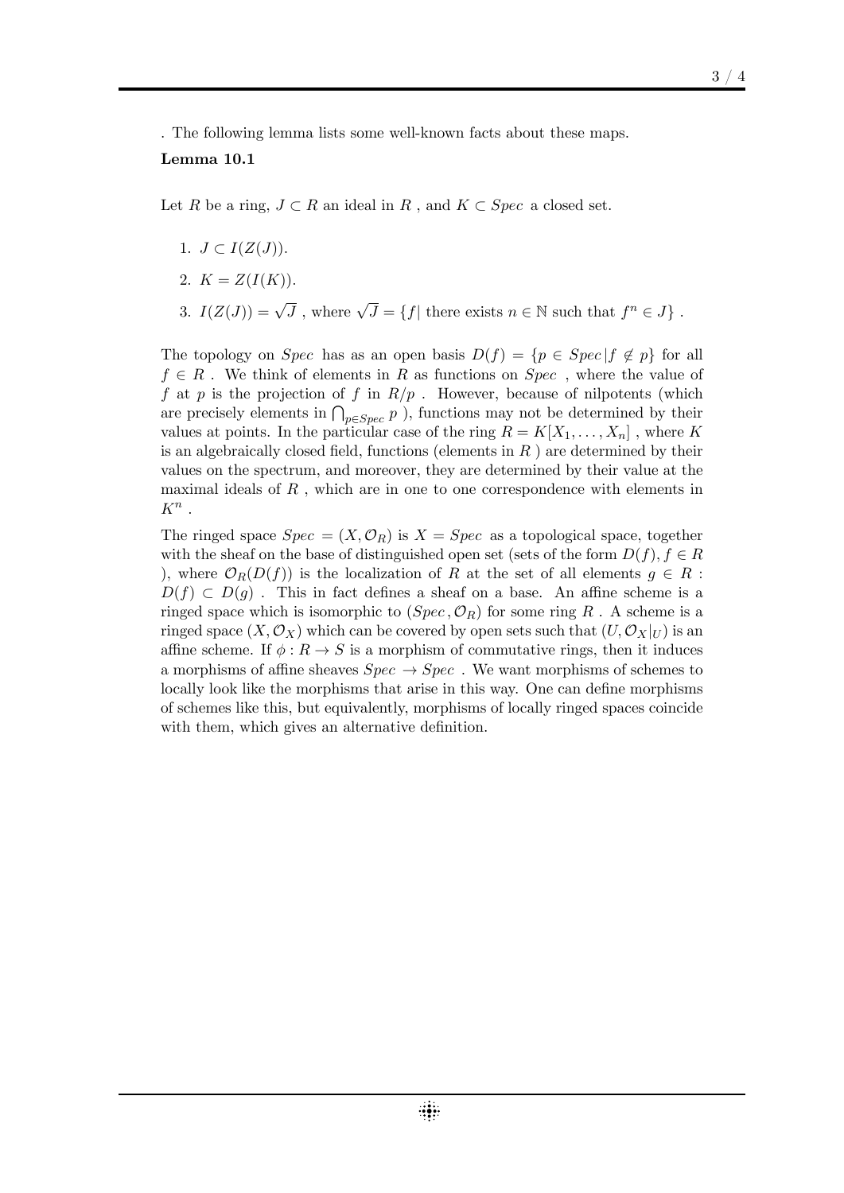. The following lemma lists some well-known facts about these maps.

**Lemma 10.1**

Let $R$ be a ring, $J \subset R$ an ideal in $R$ , and $K \subset Spec$ a closed set.

1. $J \subset I(Z(J))$.
2. $K = Z(I(K))$.
3. $I(Z(J)) = \sqrt{J}$ , where $\sqrt{J} = \{f |$ there exists $n \in \mathbb{N}$ such that $f^n \in J\}$ .

The topology on $Spec$ has as an open basis $D(f) = \{p \in Spec | f \notin p\}$ for all $f \in R$ . We think of elements in $R$ as functions on $Spec$ , where the value of $f$ at $p$ is the projection of $f$ in $R/p$ . However, because of nilpotents (which are precisely elements in $\bigcap_{p \in Spec} p$ ), functions may not be determined by their values at points. In the particular case of the ring $R = K[X_1, \ldots, X_n]$ , where $K$ is an algebraically closed field, functions (elements in $R$ ) are determined by their values on the spectrum, and moreover, they are determined by their value at the maximal ideals of $R$ , which are in one to one correspondence with elements in $K^n$ .

The ringed space $Spec = (X, \mathcal{O}_R)$ is $X = Spec$ as a topological space, together with the sheaf on the base of distinguished open set (sets of the form $D(f), f \in R$ ), where $\mathcal{O}_R(D(f))$ is the localization of $R$ at the set of all elements $g \in R$ : $D(f) \subset D(g)$ . This in fact defines a sheaf on a base. An affine scheme is a ringed space which is isomorphic to $(Spec, \mathcal{O}_R)$ for some ring $R$ . A scheme is a ringed space $(X, \mathcal{O}_X)$ which can be covered by open sets such that $(U, \mathcal{O}_X|_U)$ is an affine scheme. If $\phi : R \to S$ is a morphism of commutative rings, then it induces a morphisms of affine sheaves $Spec \to Spec$ . We want morphisms of schemes to locally look like the morphisms that arise in this way. One can define morphisms of schemes like this, but equivalently, morphisms of locally ringed spaces coincide with them, which gives an alternative definition.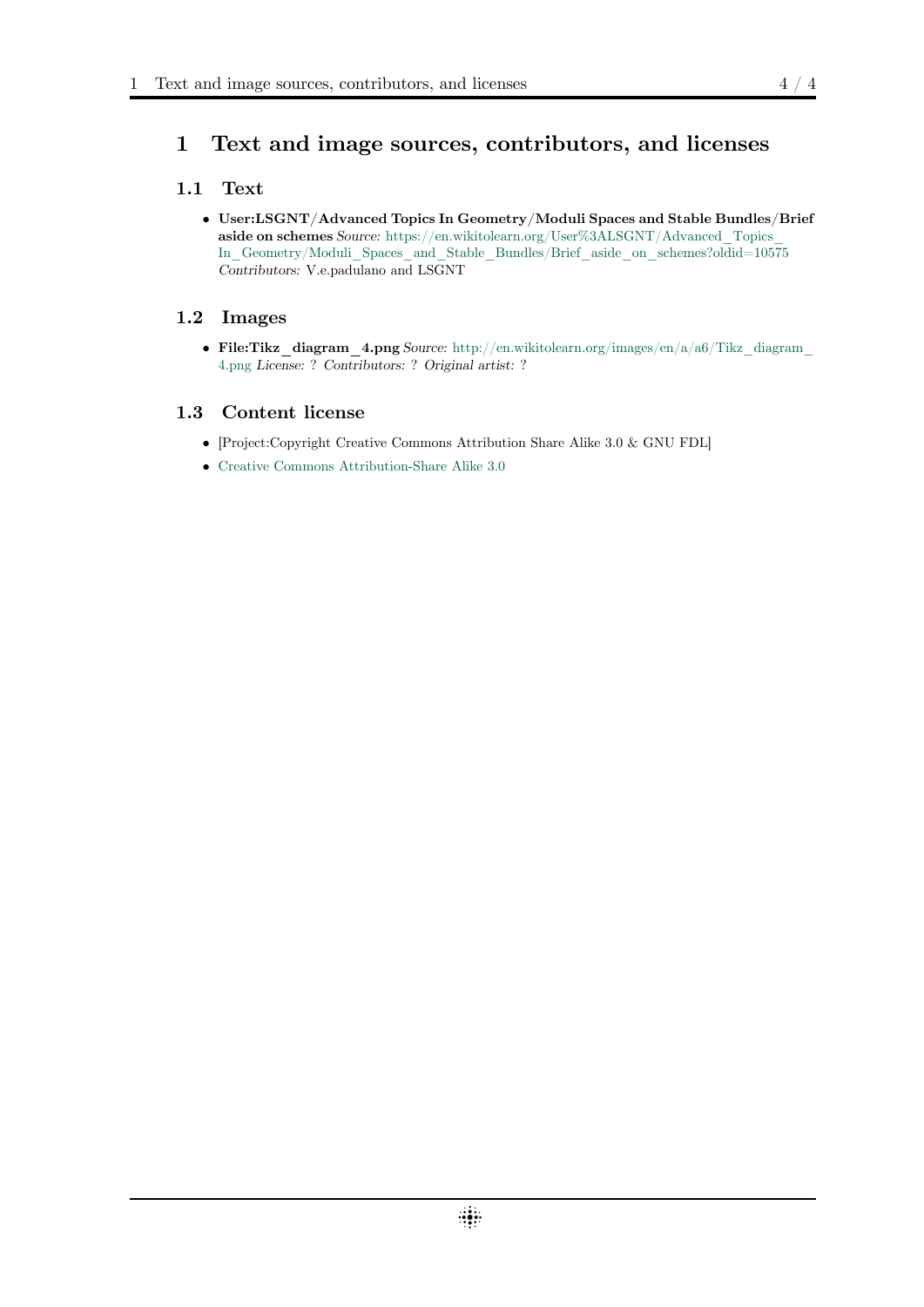# 1 Text and image sources, contributors, and licenses

## 1.1 Text

- **User:LSGNT/Advanced Topics In Geometry/Moduli Spaces and Stable Bundles/Brief aside on schemes** *Source:* https://en.wikitolearn.org/User%3ALSGNT/Advanced_Topics_In_Geometry/Moduli_Spaces_and_Stable_Bundles/Brief_aside_on_schemes?oldid=10575 *Contributors:* V.e.padulano and LSGNT

## 1.2 Images

- **File:Tikz_diagram_4.png** *Source:* http://en.wikitolearn.org/images/en/a/a6/Tikz_diagram_4.png *License:* ? *Contributors:* ? *Original artist:* ?

## 1.3 Content license

- [Project:Copyright Creative Commons Attribution Share Alike 3.0 & GNU FDL]
- Creative Commons Attribution-Share Alike 3.0